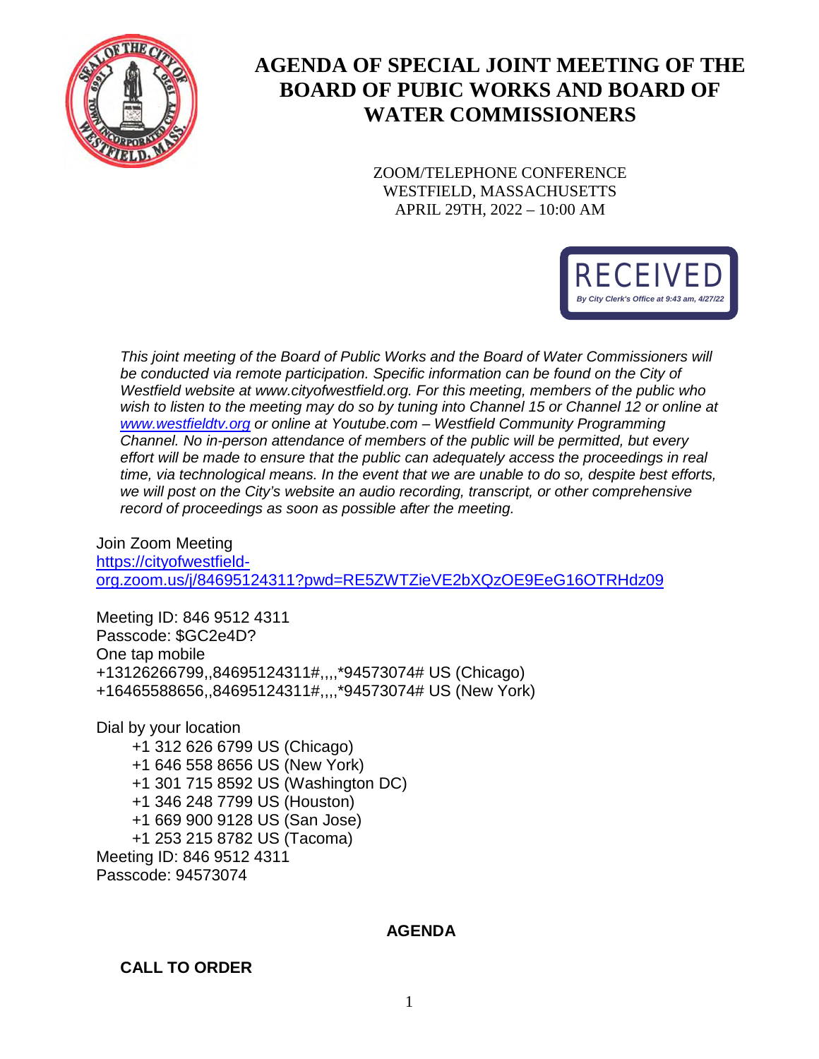# AGENDA OF SPECIAL JOINT MEETING OF THE BOARD OF PUBIC WORKS AND BOARD OF WATER COMMISSIONERS

ZOOM/TELEPHONE CONFERENCE
WESTFIELD, MASSACHUSETTS
APRIL 29TH, 2022 – 10:00 AM

RECEIVED
*By City Clerk's Office at 9:43 am, 4/27/22*

*This joint meeting of the Board of Public Works and the Board of Water Commissioners will be conducted via remote participation. Specific information can be found on the City of Westfield website at www.cityofwestfield.org. For this meeting, members of the public who wish to listen to the meeting may do so by tuning into Channel 15 or Channel 12 or online at www.westfieldtv.org or online at Youtube.com – Westfield Community Programming Channel. No in-person attendance of members of the public will be permitted, but every effort will be made to ensure that the public can adequately access the proceedings in real time, via technological means. In the event that we are unable to do so, despite best efforts, we will post on the City's website an audio recording, transcript, or other comprehensive record of proceedings as soon as possible after the meeting.*

Join Zoom Meeting
https://cityofwestfield-org.zoom.us/j/84695124311?pwd=RE5ZWTZieVE2bXQzOE9EeG16OTRHdz09

Meeting ID: 846 9512 4311
Passcode: $GC2e4D?
One tap mobile
+13126266799,,84695124311#,,,,*94573074# US (Chicago)
+16465588656,,84695124311#,,,,*94573074# US (New York)

Dial by your location
- +1 312 626 6799 US (Chicago)
- +1 646 558 8656 US (New York)
- +1 301 715 8592 US (Washington DC)
- +1 346 248 7799 US (Houston)
- +1 669 900 9128 US (San Jose)
- +1 253 215 8782 US (Tacoma)

Meeting ID: 846 9512 4311
Passcode: 94573074

## AGENDA

**CALL TO ORDER**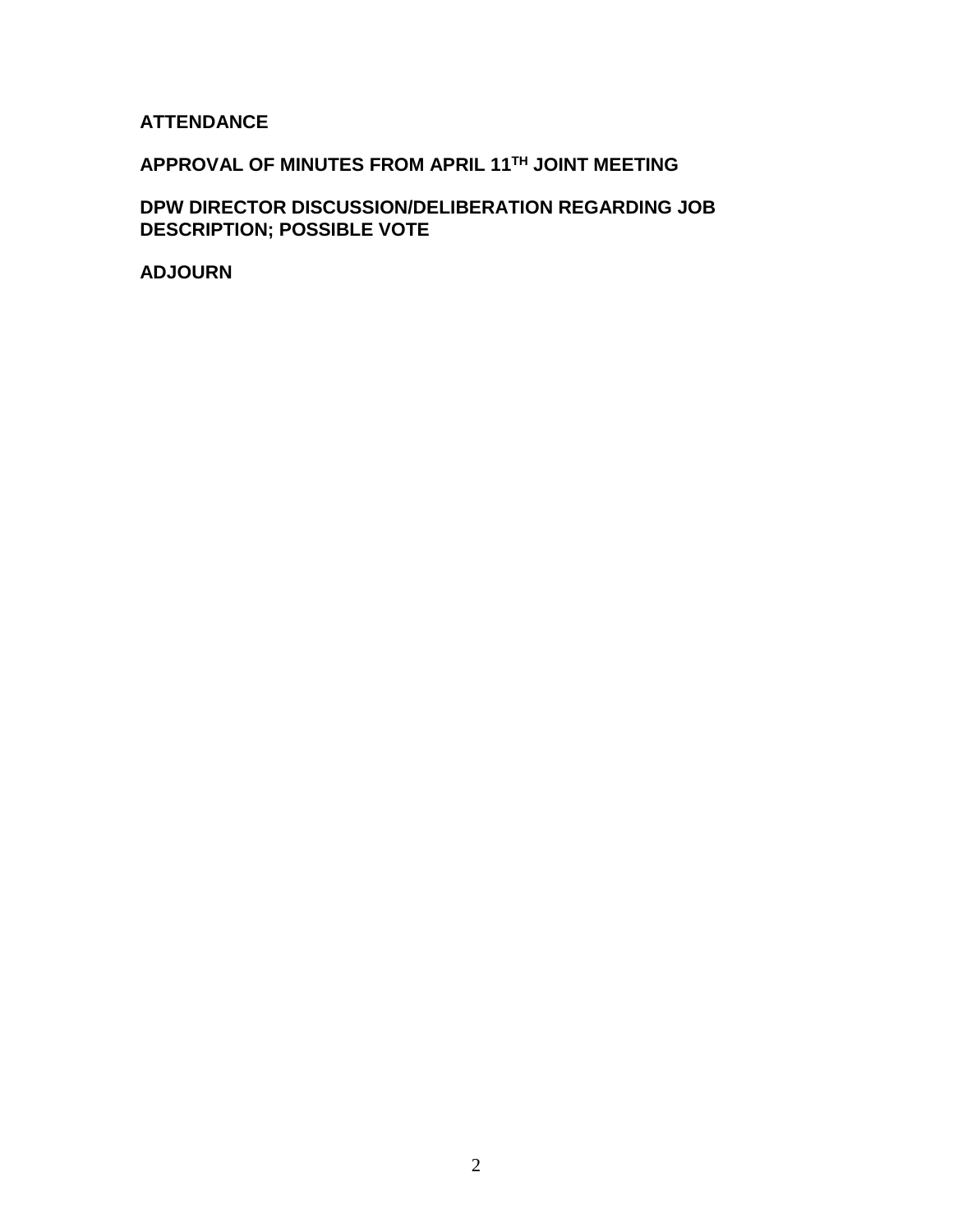**ATTENDANCE**

**APPROVAL OF MINUTES FROM APRIL 11TH JOINT MEETING**

**DPW DIRECTOR DISCUSSION/DELIBERATION REGARDING JOB DESCRIPTION; POSSIBLE VOTE**

**ADJOURN**